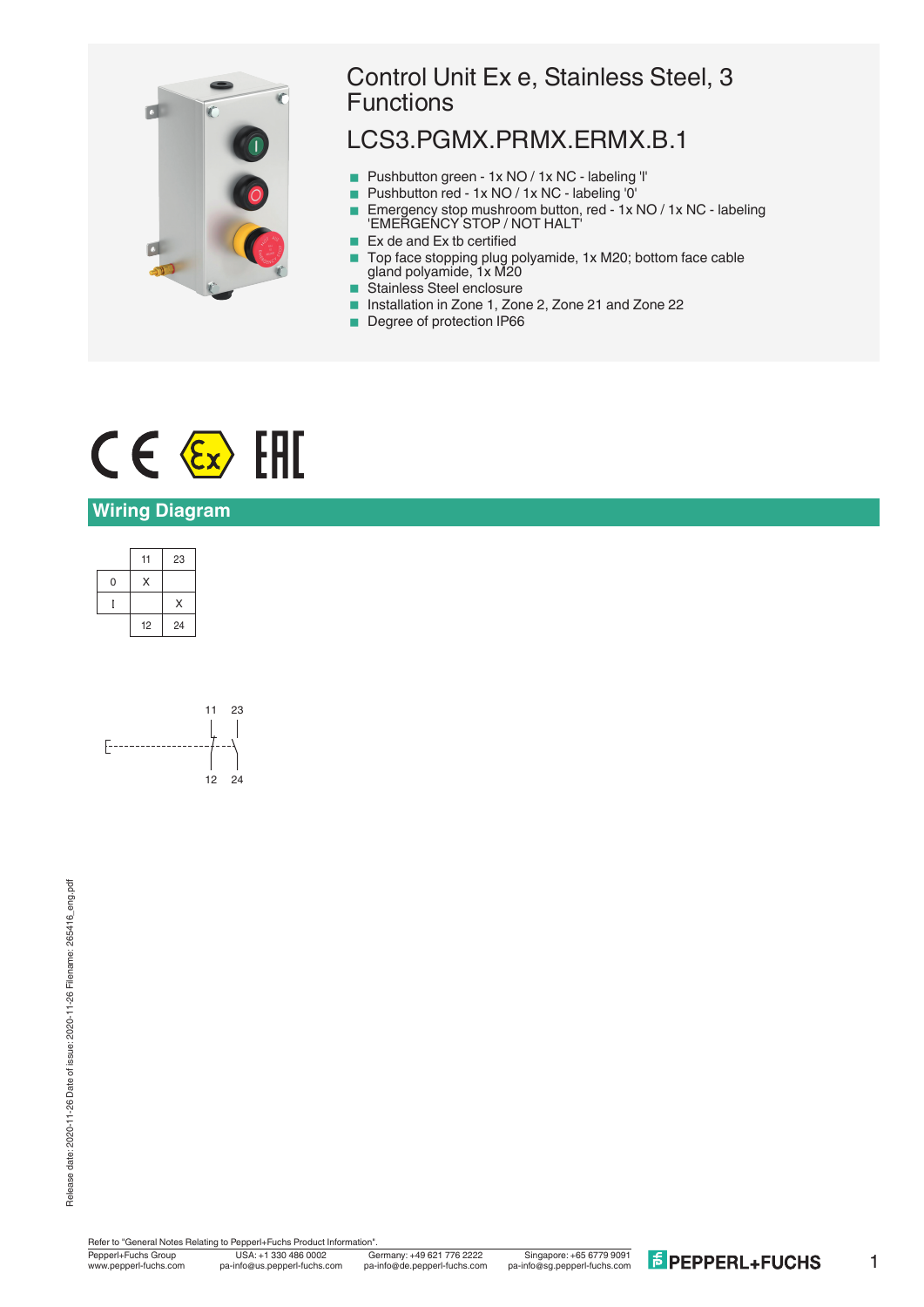# Control Unit Ex e, Stainless Steel, 3 Functions

## LCS3.PGMX.PRMX.ERMX.B.1

- Pushbutton green - 1x NO / 1x NC - labeling 'I'
- Pushbutton red - 1x NO / 1x NC - labeling '0'
- Emergency stop mushroom button, red - 1x NO / 1x NC - labeling 'EMERGENCY STOP / NOT HALT'
- Ex de and Ex tb certified
- Top face stopping plug polyamide, 1x M20; bottom face cable gland polyamide, 1x M20
- Stainless Steel enclosure
- Installation in Zone 1, Zone 2, Zone 21 and Zone 22
- Degree of protection IP66

## Wiring Diagram

| | 11 | 23 |
|---|---|---|
| 0 | X | |
| I | | X |
| | 12 | 24 |

11 23

12 24

Refer to "General Notes Relating to Pepperl+Fuchs Product Information".

Pepperl+Fuchs Group
www.pepperl-fuchs.com

USA: +1 330 486 0002
pa-info@us.pepperl-fuchs.com

Germany: +49 621 776 2222
pa-info@de.pepperl-fuchs.com

Singapore: +65 6779 9091
pa-info@sg.pepperl-fuchs.com

Release date: 2020-11-26 Date of issue: 2020-11-26 Filename: 265416_eng.pdf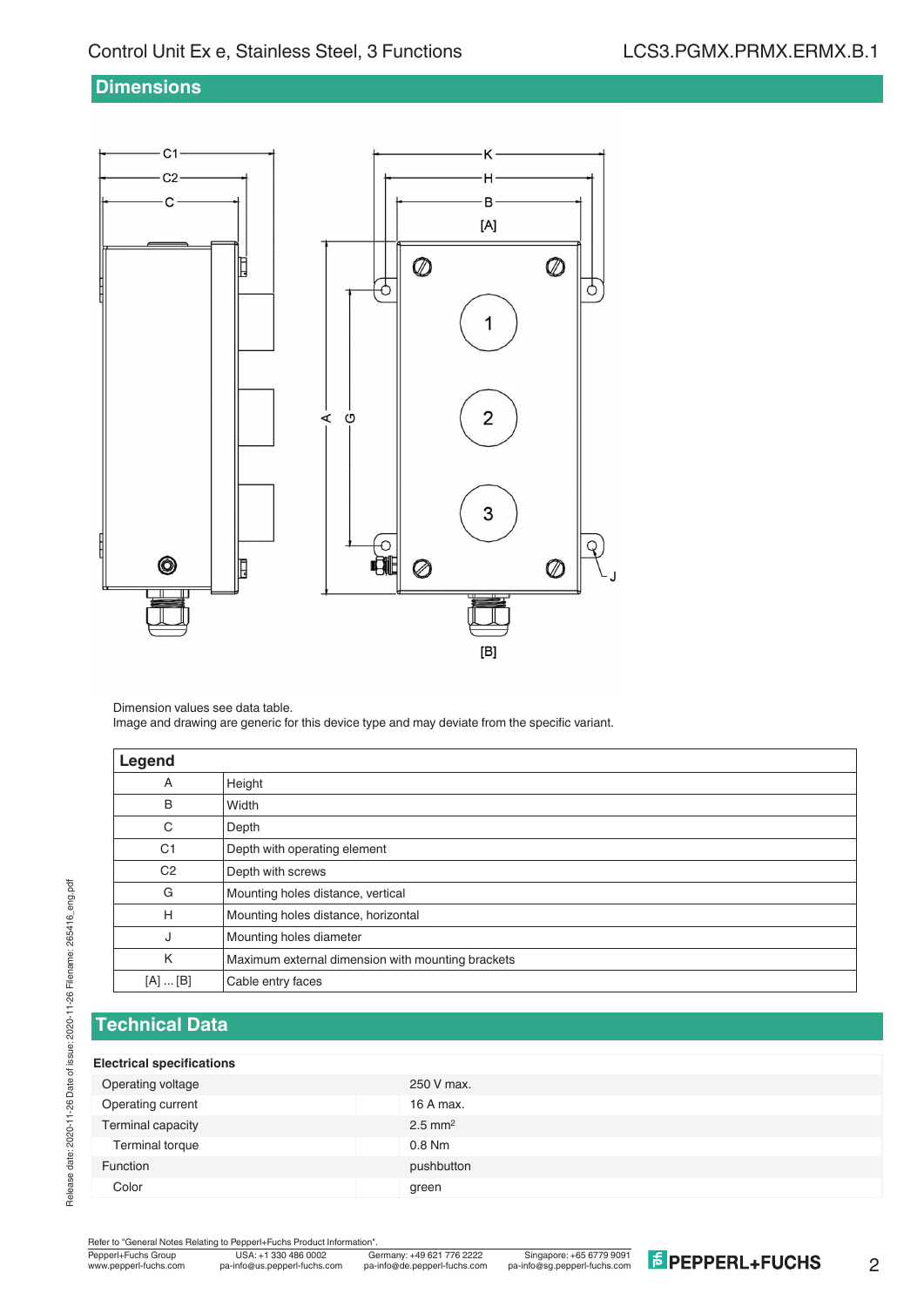## Dimensions

Dimension values see data table.
Image and drawing are generic for this device type and may deviate from the specific variant.

| Legend | |
|---|---|
| A | Height |
| B | Width |
| C | Depth |
| C1 | Depth with operating element |
| C2 | Depth with screws |
| G | Mounting holes distance, vertical |
| H | Mounting holes distance, horizontal |
| J | Mounting holes diameter |
| K | Maximum external dimension with mounting brackets |
| [A] ... [B] | Cable entry faces |

## Technical Data

| Electrical specifications | |
|---|---|
| Operating voltage | 250 V max. |
| Operating current | 16 A max. |
| Terminal capacity | 2.5 mm² |
| Terminal torque | 0.8 Nm |
| Function | pushbutton |
| Color | green |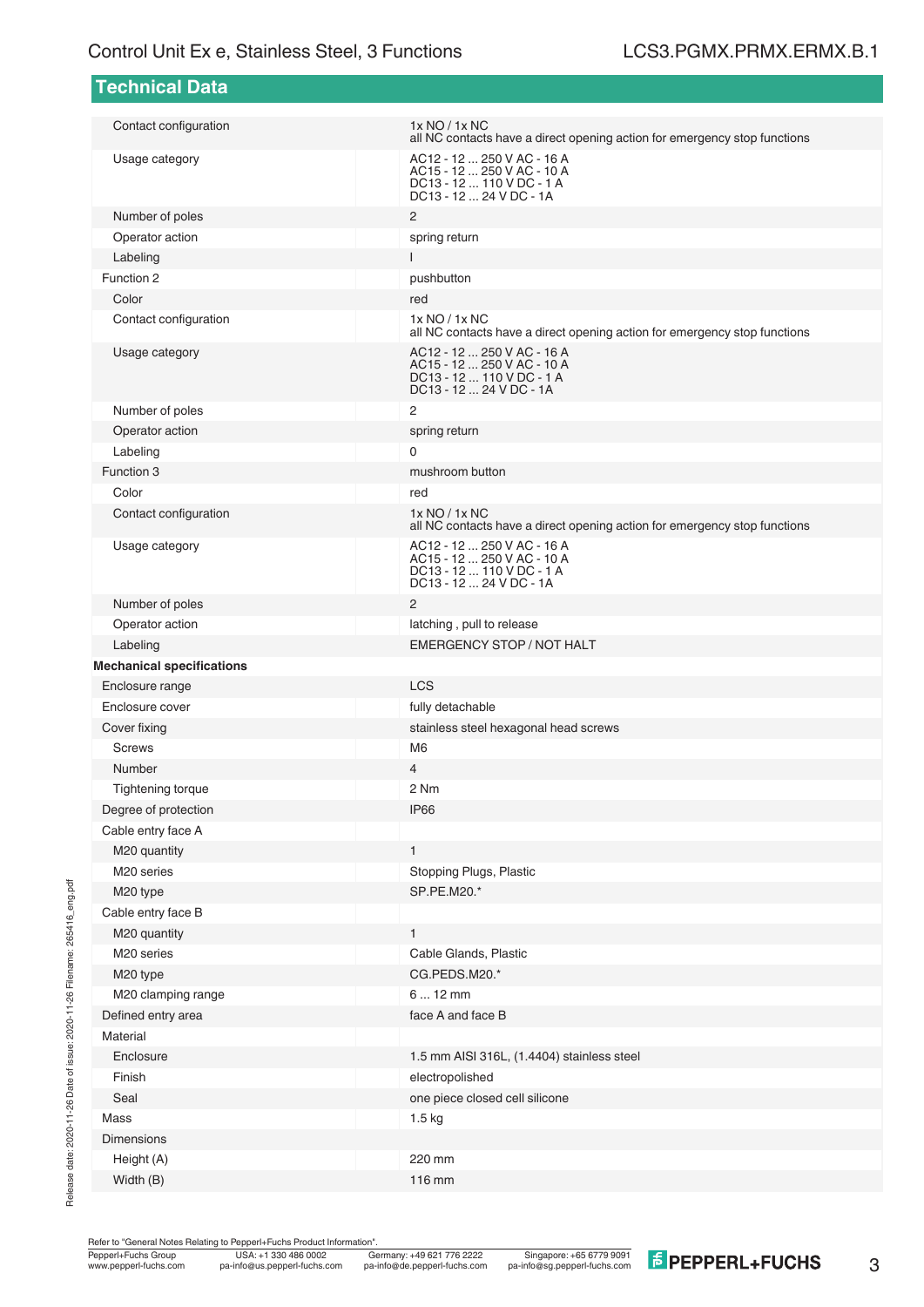## Technical Data

| | |
|---|---|
| Contact configuration | 1x NO / 1x NC<br>all NC contacts have a direct opening action for emergency stop functions |
| Usage category | AC12 - 12 ... 250 V AC - 16 A<br>AC15 - 12 ... 250 V AC - 10 A<br>DC13 - 12 ... 110 V DC - 1 A<br>DC13 - 12 ... 24 V DC - 1A |
| Number of poles | 2 |
| Operator action | spring return |
| Labeling | I |
| Function 2 | pushbutton |
| Color | red |
| Contact configuration | 1x NO / 1x NC<br>all NC contacts have a direct opening action for emergency stop functions |
| Usage category | AC12 - 12 ... 250 V AC - 16 A<br>AC15 - 12 ... 250 V AC - 10 A<br>DC13 - 12 ... 110 V DC - 1 A<br>DC13 - 12 ... 24 V DC - 1A |
| Number of poles | 2 |
| Operator action | spring return |
| Labeling | 0 |
| Function 3 | mushroom button |
| Color | red |
| Contact configuration | 1x NO / 1x NC<br>all NC contacts have a direct opening action for emergency stop functions |
| Usage category | AC12 - 12 ... 250 V AC - 16 A<br>AC15 - 12 ... 250 V AC - 10 A<br>DC13 - 12 ... 110 V DC - 1 A<br>DC13 - 12 ... 24 V DC - 1A |
| Number of poles | 2 |
| Operator action | latching , pull to release |
| Labeling | EMERGENCY STOP / NOT HALT |
| **Mechanical specifications** | |
| Enclosure range | LCS |
| Enclosure cover | fully detachable |
| Cover fixing | stainless steel hexagonal head screws |
| Screws | M6 |
| Number | 4 |
| Tightening torque | 2 Nm |
| Degree of protection | IP66 |
| Cable entry face A | |
| M20 quantity | 1 |
| M20 series | Stopping Plugs, Plastic |
| M20 type | SP.PE.M20.* |
| Cable entry face B | |
| M20 quantity | 1 |
| M20 series | Cable Glands, Plastic |
| M20 type | CG.PEDS.M20.* |
| M20 clamping range | 6 ... 12 mm |
| Defined entry area | face A and face B |
| Material | |
| Enclosure | 1.5 mm AISI 316L, (1.4404) stainless steel |
| Finish | electropolished |
| Seal | one piece closed cell silicone |
| Mass | 1.5 kg |
| Dimensions | |
| Height (A) | 220 mm |
| Width (B) | 116 mm |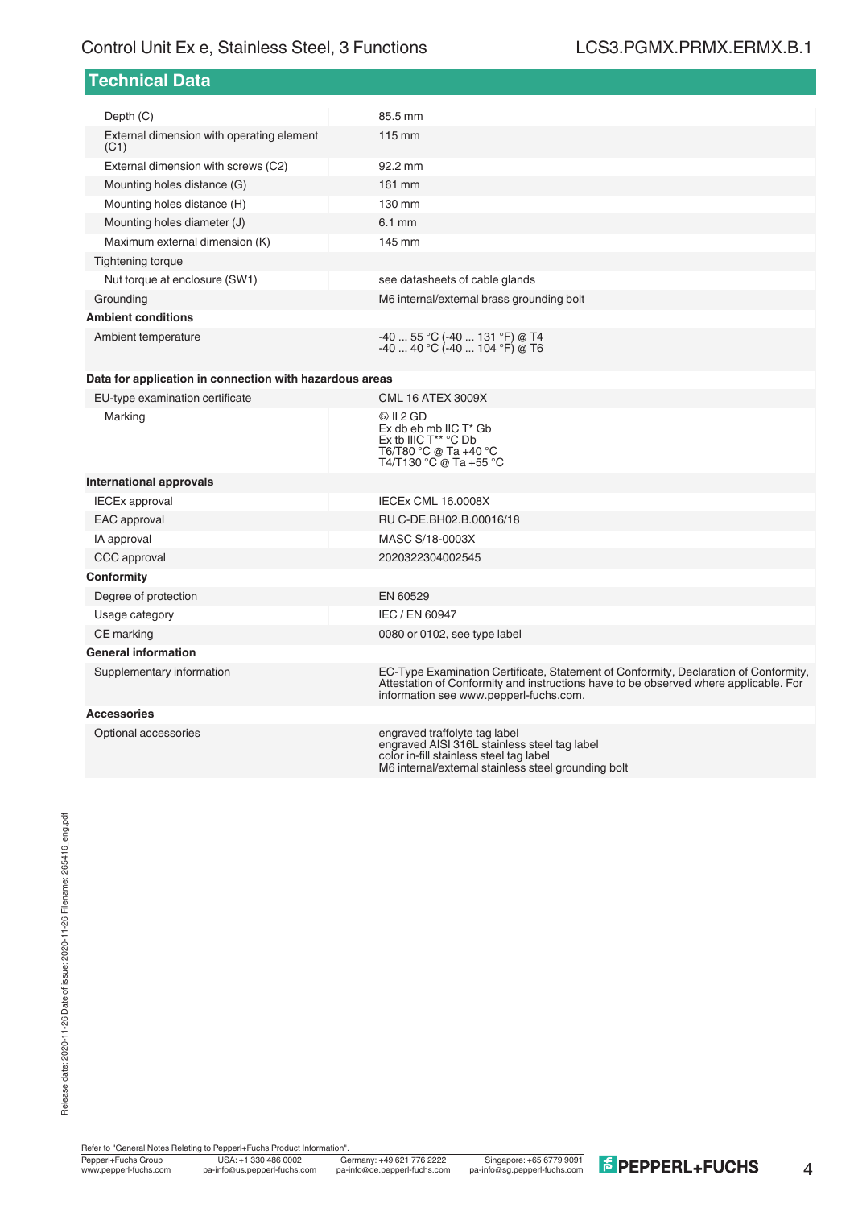## Technical Data

| | |
|---|---|
| Depth (C) | 85.5 mm |
| External dimension with operating element (C1) | 115 mm |
| External dimension with screws (C2) | 92.2 mm |
| Mounting holes distance (G) | 161 mm |
| Mounting holes distance (H) | 130 mm |
| Mounting holes diameter (J) | 6.1 mm |
| Maximum external dimension (K) | 145 mm |
| Tightening torque | |
| Nut torque at enclosure (SW1) | see datasheets of cable glands |
| Grounding | M6 internal/external brass grounding bolt |
| **Ambient conditions** | |
| Ambient temperature | -40 ... 55 °C (-40 ... 131 °F) @ T4<br>-40 ... 40 °C (-40 ... 104 °F) @ T6 |
| **Data for application in connection with hazardous areas** | |
| EU-type examination certificate | CML 16 ATEX 3009X |
| Marking | ⓔ II 2 GD<br>Ex db eb mb IIC T* Gb<br>Ex tb IIIC T** °C Db<br>T6/T80 °C @ Ta +40 °C<br>T4/T130 °C @ Ta +55 °C |
| **International approvals** | |
| IECEx approval | IECEx CML 16.0008X |
| EAC approval | RU C-DE.BH02.B.00016/18 |
| IA approval | MASC S/18-0003X |
| CCC approval | 2020322304002545 |
| **Conformity** | |
| Degree of protection | EN 60529 |
| Usage category | IEC / EN 60947 |
| CE marking | 0080 or 0102, see type label |
| **General information** | |
| Supplementary information | EC-Type Examination Certificate, Statement of Conformity, Declaration of Conformity, Attestation of Conformity and instructions have to be observed where applicable. For information see www.pepperl-fuchs.com. |
| **Accessories** | |
| Optional accessories | engraved traffolyte tag label<br>engraved AISI 316L stainless steel tag label<br>color in-fill stainless steel tag label<br>M6 internal/external stainless steel grounding bolt |